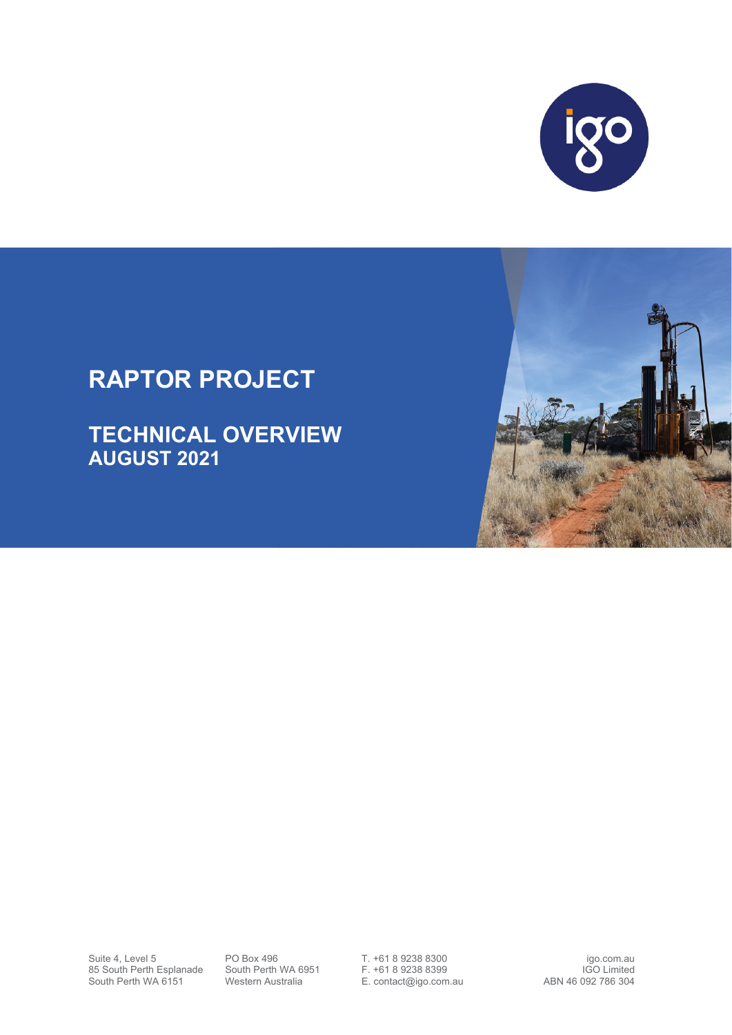# RAPTOR PROJECT

## TECHNICAL OVERVIEW
## AUGUST 2021

Suite 4, Level 5
85 South Perth Esplanade
South Perth WA 6151

PO Box 496
South Perth WA 6951
Western Australia

T. +61 8 9238 8300
F. +61 8 9238 8399
E. contact@igo.com.au

igo.com.au
IGO Limited
ABN 46 092 786 304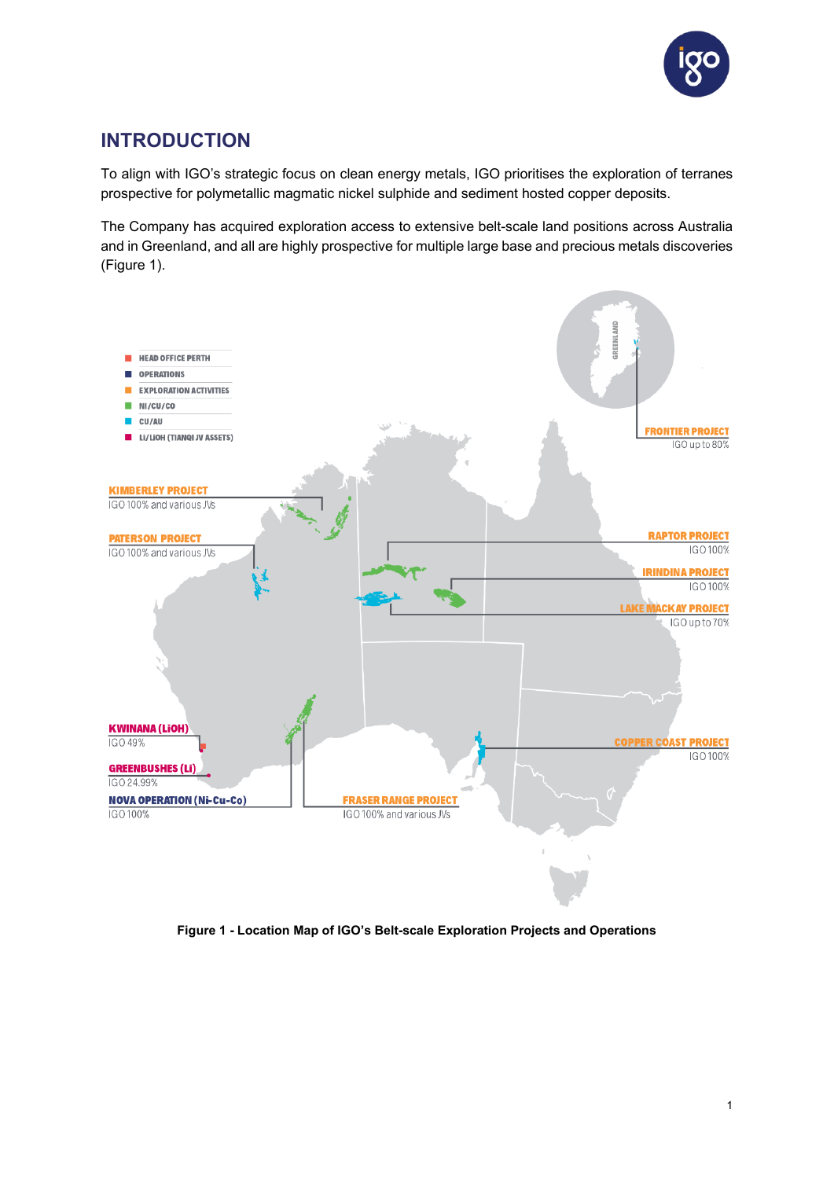# INTRODUCTION

To align with IGO's strategic focus on clean energy metals, IGO prioritises the exploration of terranes prospective for polymetallic magmatic nickel sulphide and sediment hosted copper deposits.

The Company has acquired exploration access to extensive belt-scale land positions across Australia and in Greenland, and all are highly prospective for multiple large base and precious metals discoveries (Figure 1).

**Figure 1 - Location Map of IGO's Belt-scale Exploration Projects and Operations**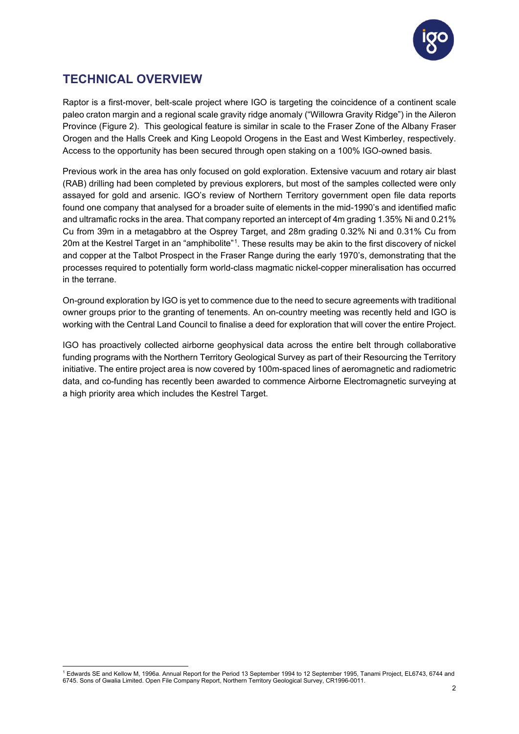## TECHNICAL OVERVIEW

Raptor is a first-mover, belt-scale project where IGO is targeting the coincidence of a continent scale paleo craton margin and a regional scale gravity ridge anomaly ("Willowra Gravity Ridge") in the Aileron Province (Figure 2). This geological feature is similar in scale to the Fraser Zone of the Albany Fraser Orogen and the Halls Creek and King Leopold Orogens in the East and West Kimberley, respectively. Access to the opportunity has been secured through open staking on a 100% IGO-owned basis.

Previous work in the area has only focused on gold exploration. Extensive vacuum and rotary air blast (RAB) drilling had been completed by previous explorers, but most of the samples collected were only assayed for gold and arsenic. IGO's review of Northern Territory government open file data reports found one company that analysed for a broader suite of elements in the mid-1990's and identified mafic and ultramafic rocks in the area. That company reported an intercept of 4m grading 1.35% Ni and 0.21% Cu from 39m in a metagabbro at the Osprey Target, and 28m grading 0.32% Ni and 0.31% Cu from 20m at the Kestrel Target in an "amphibolite"[1]. These results may be akin to the first discovery of nickel and copper at the Talbot Prospect in the Fraser Range during the early 1970's, demonstrating that the processes required to potentially form world-class magmatic nickel-copper mineralisation has occurred in the terrane.

On-ground exploration by IGO is yet to commence due to the need to secure agreements with traditional owner groups prior to the granting of tenements. An on-country meeting was recently held and IGO is working with the Central Land Council to finalise a deed for exploration that will cover the entire Project.

IGO has proactively collected airborne geophysical data across the entire belt through collaborative funding programs with the Northern Territory Geological Survey as part of their Resourcing the Territory initiative. The entire project area is now covered by 100m-spaced lines of aeromagnetic and radiometric data, and co-funding has recently been awarded to commence Airborne Electromagnetic surveying at a high priority area which includes the Kestrel Target.

---

[1] Edwards SE and Kellow M, 1996a. Annual Report for the Period 13 September 1994 to 12 September 1995, Tanami Project, EL6743, 6744 and 6745. Sons of Gwalia Limited. Open File Company Report, Northern Territory Geological Survey, CR1996-0011.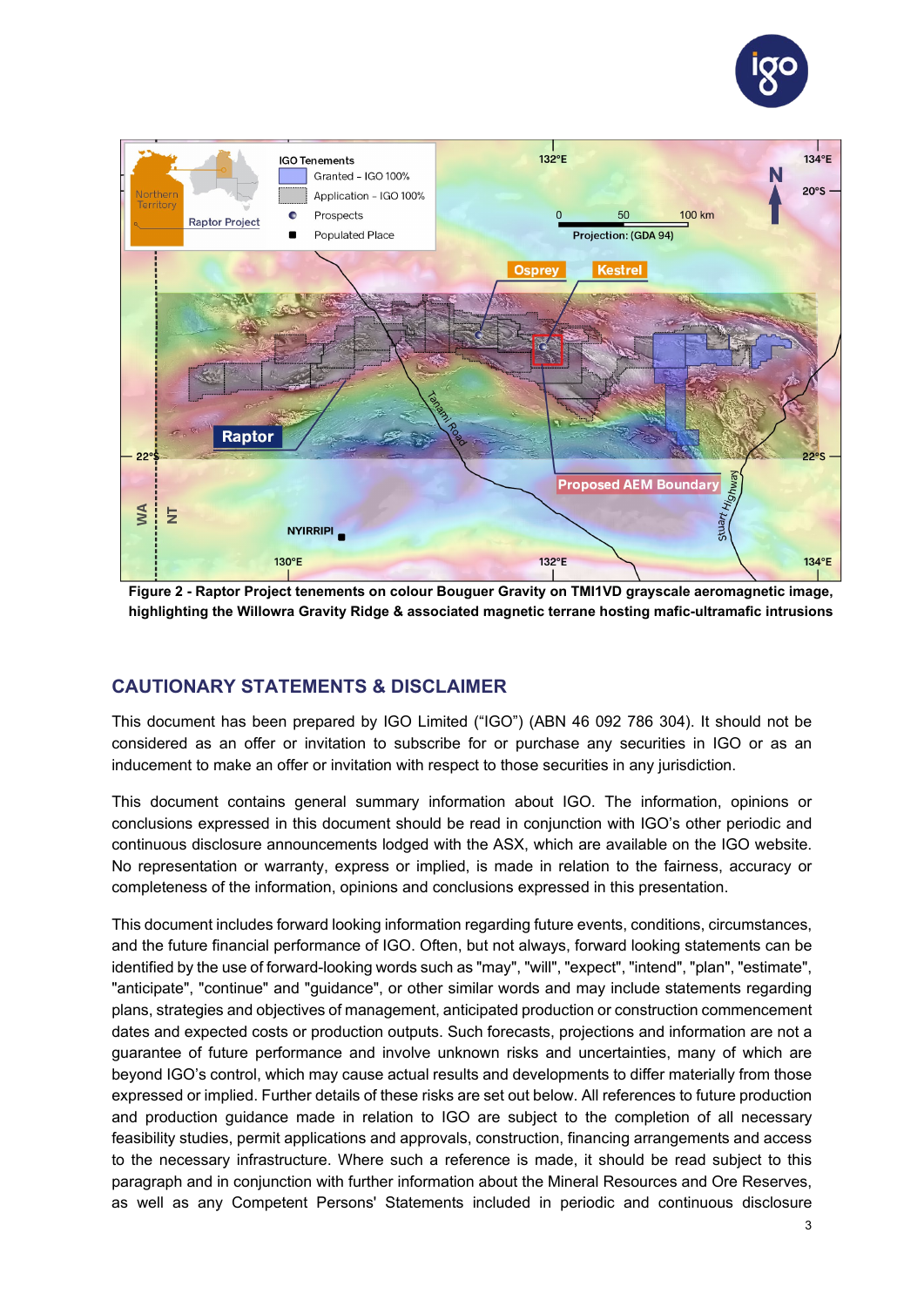**Figure 2 - Raptor Project tenements on colour Bouguer Gravity on TMI1VD grayscale aeromagnetic image, highlighting the Willowra Gravity Ridge & associated magnetic terrane hosting mafic-ultramafic intrusions**

## CAUTIONARY STATEMENTS & DISCLAIMER

This document has been prepared by IGO Limited ("IGO") (ABN 46 092 786 304). It should not be considered as an offer or invitation to subscribe for or purchase any securities in IGO or as an inducement to make an offer or invitation with respect to those securities in any jurisdiction.

This document contains general summary information about IGO. The information, opinions or conclusions expressed in this document should be read in conjunction with IGO's other periodic and continuous disclosure announcements lodged with the ASX, which are available on the IGO website. No representation or warranty, express or implied, is made in relation to the fairness, accuracy or completeness of the information, opinions and conclusions expressed in this presentation.

This document includes forward looking information regarding future events, conditions, circumstances, and the future financial performance of IGO. Often, but not always, forward looking statements can be identified by the use of forward-looking words such as "may", "will", "expect", "intend", "plan", "estimate", "anticipate", "continue" and "guidance", or other similar words and may include statements regarding plans, strategies and objectives of management, anticipated production or construction commencement dates and expected costs or production outputs. Such forecasts, projections and information are not a guarantee of future performance and involve unknown risks and uncertainties, many of which are beyond IGO's control, which may cause actual results and developments to differ materially from those expressed or implied. Further details of these risks are set out below. All references to future production and production guidance made in relation to IGO are subject to the completion of all necessary feasibility studies, permit applications and approvals, construction, financing arrangements and access to the necessary infrastructure. Where such a reference is made, it should be read subject to this paragraph and in conjunction with further information about the Mineral Resources and Ore Reserves, as well as any Competent Persons' Statements included in periodic and continuous disclosure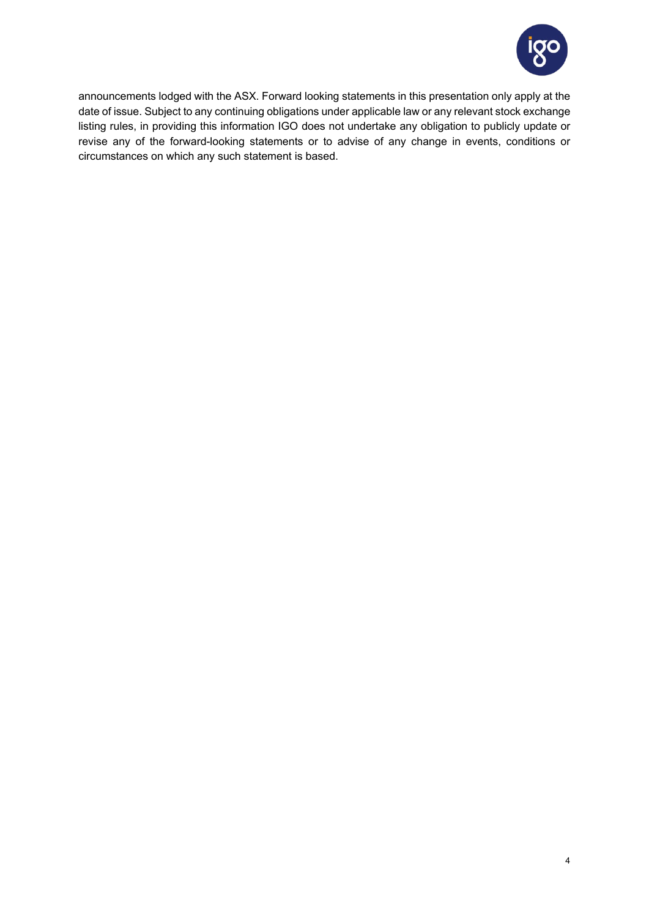announcements lodged with the ASX. Forward looking statements in this presentation only apply at the date of issue. Subject to any continuing obligations under applicable law or any relevant stock exchange listing rules, in providing this information IGO does not undertake any obligation to publicly update or revise any of the forward-looking statements or to advise of any change in events, conditions or circumstances on which any such statement is based.